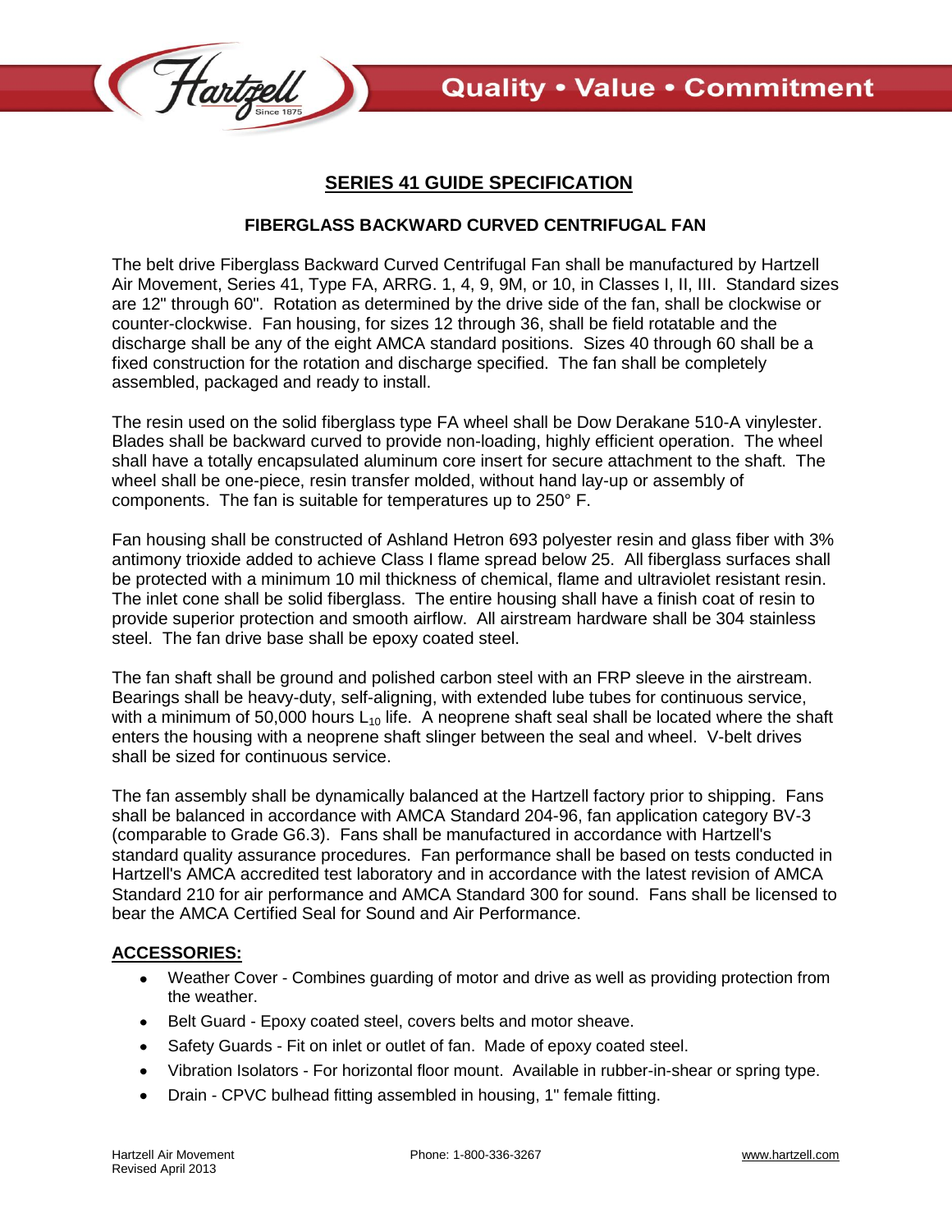# SERIES 41 GUIDE SPECIFICATION

## FIBERGLASS BACKWARD CURVED CENTRIFUGAL FAN

The belt drive Fiberglass Backward Curved Centrifugal Fan shall be manufactured by Hartzell Air Movement, Series 41, Type FA, ARRG. 1, 4, 9, 9M, or 10, in Classes I, II, III. Standard sizes are 12" through 60". Rotation as determined by the drive side of the fan, shall be clockwise or counter-clockwise. Fan housing, for sizes 12 through 36, shall be field rotatable and the discharge shall be any of the eight AMCA standard positions. Sizes 40 through 60 shall be a fixed construction for the rotation and discharge specified. The fan shall be completely assembled, packaged and ready to install.

The resin used on the solid fiberglass type FA wheel shall be Dow Derakane 510-A vinylester. Blades shall be backward curved to provide non-loading, highly efficient operation. The wheel shall have a totally encapsulated aluminum core insert for secure attachment to the shaft. The wheel shall be one-piece, resin transfer molded, without hand lay-up or assembly of components. The fan is suitable for temperatures up to 250° F.

Fan housing shall be constructed of Ashland Hetron 693 polyester resin and glass fiber with 3% antimony trioxide added to achieve Class I flame spread below 25. All fiberglass surfaces shall be protected with a minimum 10 mil thickness of chemical, flame and ultraviolet resistant resin. The inlet cone shall be solid fiberglass. The entire housing shall have a finish coat of resin to provide superior protection and smooth airflow. All airstream hardware shall be 304 stainless steel. The fan drive base shall be epoxy coated steel.

The fan shaft shall be ground and polished carbon steel with an FRP sleeve in the airstream. Bearings shall be heavy-duty, self-aligning, with extended lube tubes for continuous service, with a minimum of 50,000 hours $L_{10}$ life. A neoprene shaft seal shall be located where the shaft enters the housing with a neoprene shaft slinger between the seal and wheel. V-belt drives shall be sized for continuous service.

The fan assembly shall be dynamically balanced at the Hartzell factory prior to shipping. Fans shall be balanced in accordance with AMCA Standard 204-96, fan application category BV-3 (comparable to Grade G6.3). Fans shall be manufactured in accordance with Hartzell's standard quality assurance procedures. Fan performance shall be based on tests conducted in Hartzell's AMCA accredited test laboratory and in accordance with the latest revision of AMCA Standard 210 for air performance and AMCA Standard 300 for sound. Fans shall be licensed to bear the AMCA Certified Seal for Sound and Air Performance.

## ACCESSORIES:

- Weather Cover - Combines guarding of motor and drive as well as providing protection from the weather.
- Belt Guard - Epoxy coated steel, covers belts and motor sheave.
- Safety Guards - Fit on inlet or outlet of fan. Made of epoxy coated steel.
- Vibration Isolators - For horizontal floor mount. Available in rubber-in-shear or spring type.
- Drain - CPVC bulhead fitting assembled in housing, 1" female fitting.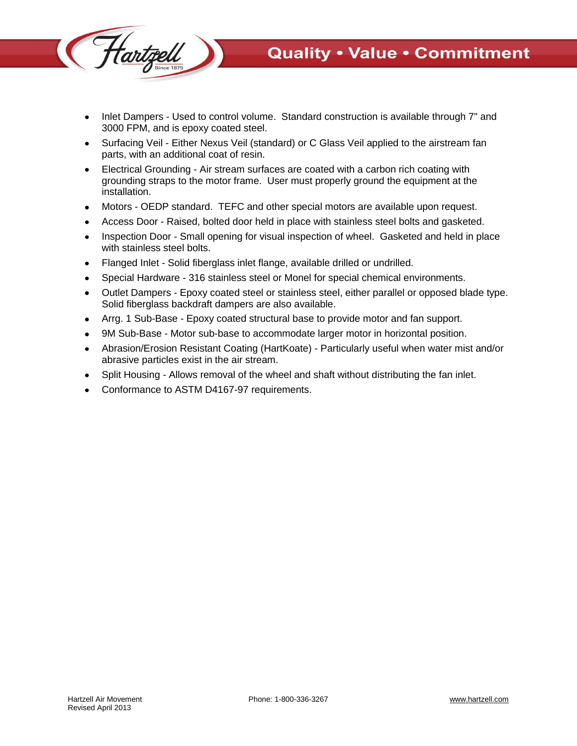- Inlet Dampers - Used to control volume. Standard construction is available through 7" and 3000 FPM, and is epoxy coated steel.
- Surfacing Veil - Either Nexus Veil (standard) or C Glass Veil applied to the airstream fan parts, with an additional coat of resin.
- Electrical Grounding - Air stream surfaces are coated with a carbon rich coating with grounding straps to the motor frame. User must properly ground the equipment at the installation.
- Motors - OEDP standard. TEFC and other special motors are available upon request.
- Access Door - Raised, bolted door held in place with stainless steel bolts and gasketed.
- Inspection Door - Small opening for visual inspection of wheel. Gasketed and held in place with stainless steel bolts.
- Flanged Inlet - Solid fiberglass inlet flange, available drilled or undrilled.
- Special Hardware - 316 stainless steel or Monel for special chemical environments.
- Outlet Dampers - Epoxy coated steel or stainless steel, either parallel or opposed blade type. Solid fiberglass backdraft dampers are also available.
- Arrg. 1 Sub-Base - Epoxy coated structural base to provide motor and fan support.
- 9M Sub-Base - Motor sub-base to accommodate larger motor in horizontal position.
- Abrasion/Erosion Resistant Coating (HartKoate) - Particularly useful when water mist and/or abrasive particles exist in the air stream.
- Split Housing - Allows removal of the wheel and shaft without distributing the fan inlet.
- Conformance to ASTM D4167-97 requirements.